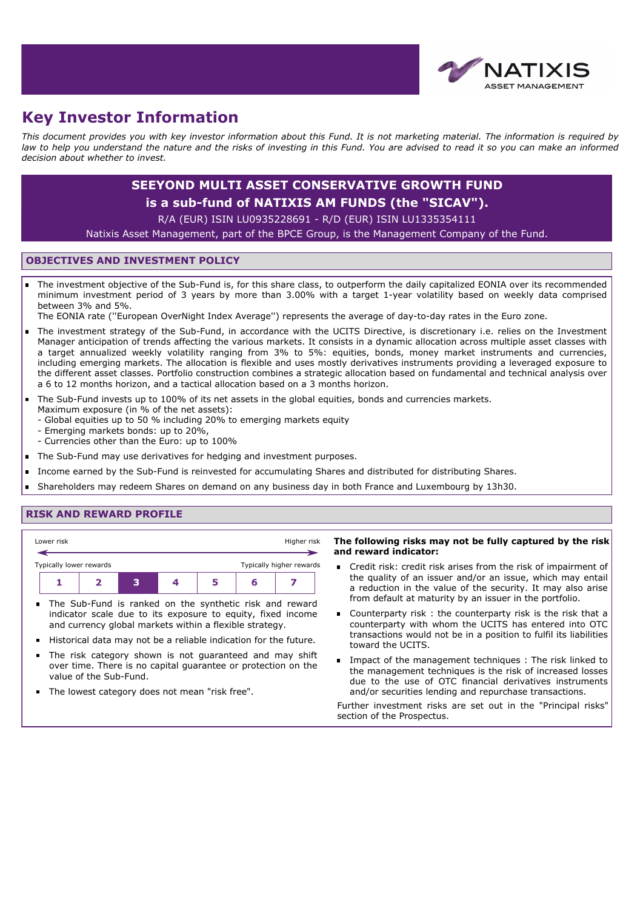# Key Investor Information

*This document provides you with key investor information about this Fund. It is not marketing material. The information is required by law to help you understand the nature and the risks of investing in this Fund. You are advised to read it so you can make an informed decision about whether to invest.*

## SEEYOND MULTI ASSET CONSERVATIVE GROWTH FUND is a sub-fund of NATIXIS AM FUNDS (the "SICAV").

R/A (EUR) ISIN LU0935228691 - R/D (EUR) ISIN LU1335354111

Natixis Asset Management, part of the BPCE Group, is the Management Company of the Fund.

## OBJECTIVES AND INVESTMENT POLICY

- The investment objective of the Sub-Fund is, for this share class, to outperform the daily capitalized EONIA over its recommended minimum investment period of 3 years by more than 3.00% with a target 1-year volatility based on weekly data comprised between 3% and 5%.
  The EONIA rate (''European OverNight Index Average'') represents the average of day-to-day rates in the Euro zone.
- The investment strategy of the Sub-Fund, in accordance with the UCITS Directive, is discretionary i.e. relies on the Investment Manager anticipation of trends affecting the various markets. It consists in a dynamic allocation across multiple asset classes with a target annualized weekly volatility ranging from 3% to 5%: equities, bonds, money market instruments and currencies, including emerging markets. The allocation is flexible and uses mostly derivatives instruments providing a leveraged exposure to the different asset classes. Portfolio construction combines a strategic allocation based on fundamental and technical analysis over a 6 to 12 months horizon, and a tactical allocation based on a 3 months horizon.
- The Sub-Fund invests up to 100% of its net assets in the global equities, bonds and currencies markets.
  Maximum exposure (in % of the net assets):
  - Global equities up to 50 % including 20% to emerging markets equity
  - Emerging markets bonds: up to 20%,
  - Currencies other than the Euro: up to 100%
- The Sub-Fund may use derivatives for hedging and investment purposes.
- Income earned by the Sub-Fund is reinvested for accumulating Shares and distributed for distributing Shares.
- Shareholders may redeem Shares on demand on any business day in both France and Luxembourg by 13h30.

## RISK AND REWARD PROFILE

Lower risk — Higher risk

Typically lower rewards — Typically higher rewards

| 1 | 2 | **3** | 4 | 5 | 6 | 7 |
|---|---|---|---|---|---|---|

- The Sub-Fund is ranked on the synthetic risk and reward indicator scale due to its exposure to equity, fixed income and currency global markets within a flexible strategy.
- Historical data may not be a reliable indication for the future.
- The risk category shown is not guaranteed and may shift over time. There is no capital guarantee or protection on the value of the Sub-Fund.
- The lowest category does not mean "risk free".

**The following risks may not be fully captured by the risk and reward indicator:**

- Credit risk: credit risk arises from the risk of impairment of the quality of an issuer and/or an issue, which may entail a reduction in the value of the security. It may also arise from default at maturity by an issuer in the portfolio.
- Counterparty risk : the counterparty risk is the risk that a counterparty with whom the UCITS has entered into OTC transactions would not be in a position to fulfil its liabilities toward the UCITS.
- Impact of the management techniques : The risk linked to the management techniques is the risk of increased losses due to the use of OTC financial derivatives instruments and/or securities lending and repurchase transactions.

Further investment risks are set out in the "Principal risks" section of the Prospectus.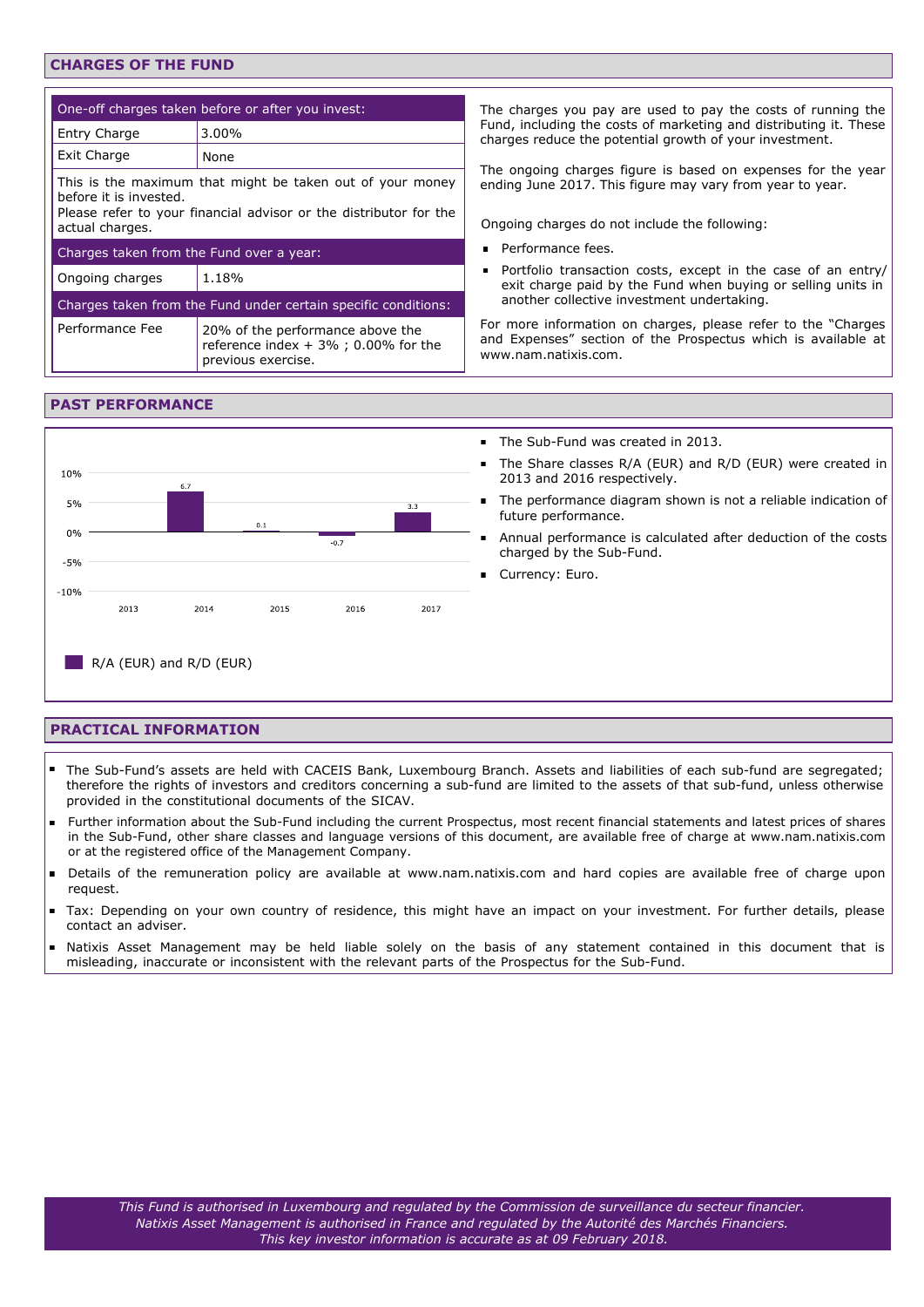## CHARGES OF THE FUND

| One-off charges taken before or after you invest: | |
|---|---|
| Entry Charge | 3.00% |
| Exit Charge | None |
| This is the maximum that might be taken out of your money before it is invested. Please refer to your financial advisor or the distributor for the actual charges. | |
| **Charges taken from the Fund over a year:** | |
| Ongoing charges | 1.18% |
| **Charges taken from the Fund under certain specific conditions:** | |
| Performance Fee | 20% of the performance above the reference index + 3% ; 0.00% for the previous exercise. |

The charges you pay are used to pay the costs of running the Fund, including the costs of marketing and distributing it. These charges reduce the potential growth of your investment.

The ongoing charges figure is based on expenses for the year ending June 2017. This figure may vary from year to year.

Ongoing charges do not include the following:

- Performance fees.
- Portfolio transaction costs, except in the case of an entry/ exit charge paid by the Fund when buying or selling units in another collective investment undertaking.

For more information on charges, please refer to the "Charges and Expenses" section of the Prospectus which is available at www.nam.natixis.com.

## PAST PERFORMANCE

10%
5%
0%
-5%
-10%

2013 2014 2015 2016 2017

6.7
0.1
-0.7
3.3

R/A (EUR) and R/D (EUR)

- The Sub-Fund was created in 2013.
- The Share classes R/A (EUR) and R/D (EUR) were created in 2013 and 2016 respectively.
- The performance diagram shown is not a reliable indication of future performance.
- Annual performance is calculated after deduction of the costs charged by the Sub-Fund.
- Currency: Euro.

## PRACTICAL INFORMATION

- The Sub-Fund's assets are held with CACEIS Bank, Luxembourg Branch. Assets and liabilities of each sub-fund are segregated; therefore the rights of investors and creditors concerning a sub-fund are limited to the assets of that sub-fund, unless otherwise provided in the constitutional documents of the SICAV.
- Further information about the Sub-Fund including the current Prospectus, most recent financial statements and latest prices of shares in the Sub-Fund, other share classes and language versions of this document, are available free of charge at www.nam.natixis.com or at the registered office of the Management Company.
- Details of the remuneration policy are available at www.nam.natixis.com and hard copies are available free of charge upon request.
- Tax: Depending on your own country of residence, this might have an impact on your investment. For further details, please contact an adviser.
- Natixis Asset Management may be held liable solely on the basis of any statement contained in this document that is misleading, inaccurate or inconsistent with the relevant parts of the Prospectus for the Sub-Fund.

*This Fund is authorised in Luxembourg and regulated by the Commission de surveillance du secteur financier.*
*Natixis Asset Management is authorised in France and regulated by the Autorité des Marchés Financiers.*
*This key investor information is accurate as at 09 February 2018.*